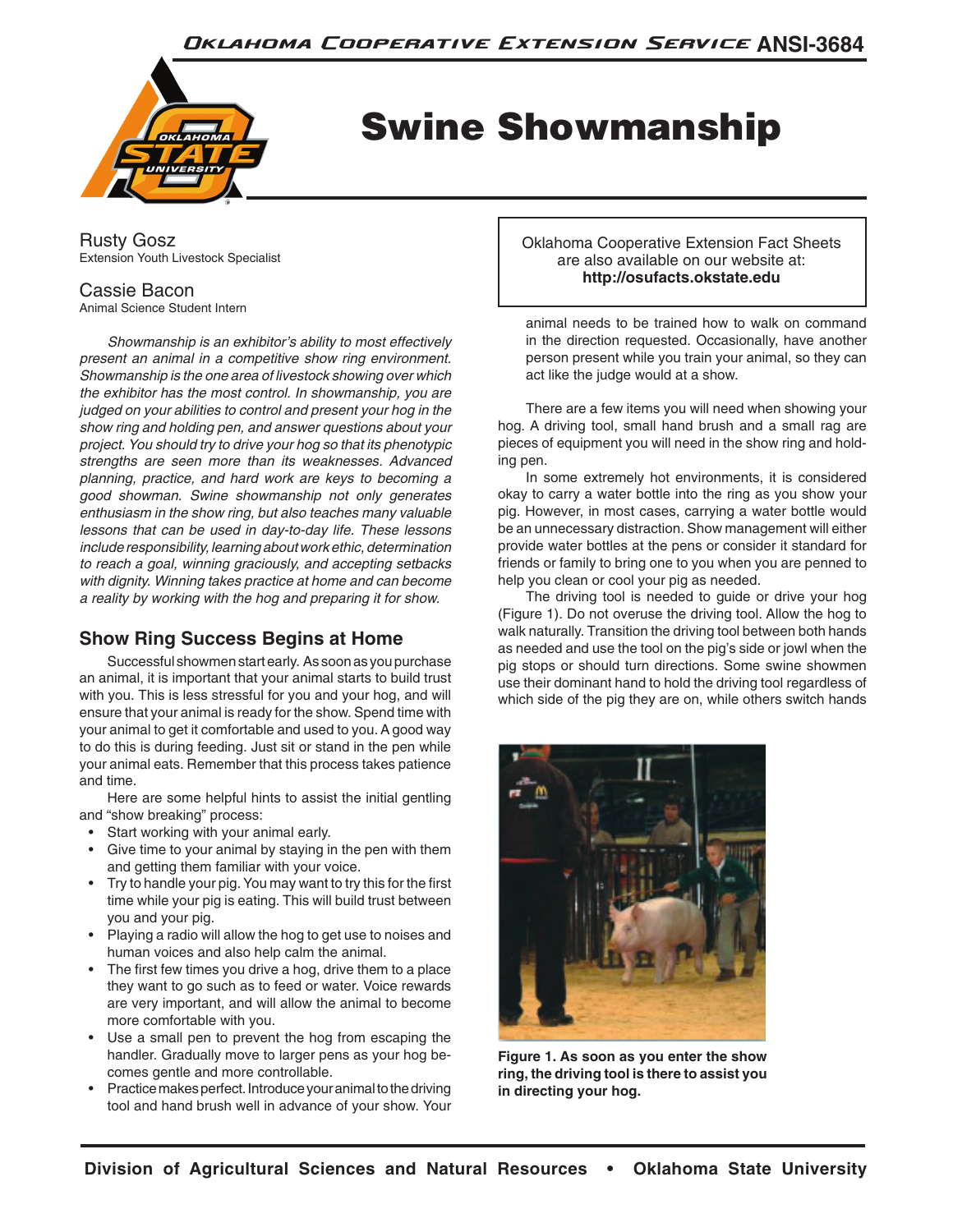# Swine Showmanship

Rusty Gosz
Extension Youth Livestock Specialist

Cassie Bacon
Animal Science Student Intern

Oklahoma Cooperative Extension Fact Sheets are also available on our website at: **http://osufacts.okstate.edu**

*Showmanship is an exhibitor's ability to most effectively present an animal in a competitive show ring environment. Showmanship is the one area of livestock showing over which the exhibitor has the most control. In showmanship, you are judged on your abilities to control and present your hog in the show ring and holding pen, and answer questions about your project. You should try to drive your hog so that its phenotypic strengths are seen more than its weaknesses. Advanced planning, practice, and hard work are keys to becoming a good showman. Swine showmanship not only generates enthusiasm in the show ring, but also teaches many valuable lessons that can be used in day-to-day life. These lessons include responsibility, learning about work ethic, determination to reach a goal, winning graciously, and accepting setbacks with dignity. Winning takes practice at home and can become a reality by working with the hog and preparing it for show.*

## Show Ring Success Begins at Home

Successful showmen start early. As soon as you purchase an animal, it is important that your animal starts to build trust with you. This is less stressful for you and your hog, and will ensure that your animal is ready for the show. Spend time with your animal to get it comfortable and used to you. A good way to do this is during feeding. Just sit or stand in the pen while your animal eats. Remember that this process takes patience and time.

Here are some helpful hints to assist the initial gentling and "show breaking" process:

- Start working with your animal early.
- Give time to your animal by staying in the pen with them and getting them familiar with your voice.
- Try to handle your pig. You may want to try this for the first time while your pig is eating. This will build trust between you and your pig.
- Playing a radio will allow the hog to get use to noises and human voices and also help calm the animal.
- The first few times you drive a hog, drive them to a place they want to go such as to feed or water. Voice rewards are very important, and will allow the animal to become more comfortable with you.
- Use a small pen to prevent the hog from escaping the handler. Gradually move to larger pens as your hog becomes gentle and more controllable.
- Practice makes perfect. Introduce your animal to the driving tool and hand brush well in advance of your show. Your animal needs to be trained how to walk on command in the direction requested. Occasionally, have another person present while you train your animal, so they can act like the judge would at a show.

There are a few items you will need when showing your hog. A driving tool, small hand brush and a small rag are pieces of equipment you will need in the show ring and holding pen.

In some extremely hot environments, it is considered okay to carry a water bottle into the ring as you show your pig. However, in most cases, carrying a water bottle would be an unnecessary distraction. Show management will either provide water bottles at the pens or consider it standard for friends or family to bring one to you when you are penned to help you clean or cool your pig as needed.

The driving tool is needed to guide or drive your hog (Figure 1). Do not overuse the driving tool. Allow the hog to walk naturally. Transition the driving tool between both hands as needed and use the tool on the pig's side or jowl when the pig stops or should turn directions. Some swine showmen use their dominant hand to hold the driving tool regardless of which side of the pig they are on, while others switch hands

**Figure 1. As soon as you enter the show ring, the driving tool is there to assist you in directing your hog.**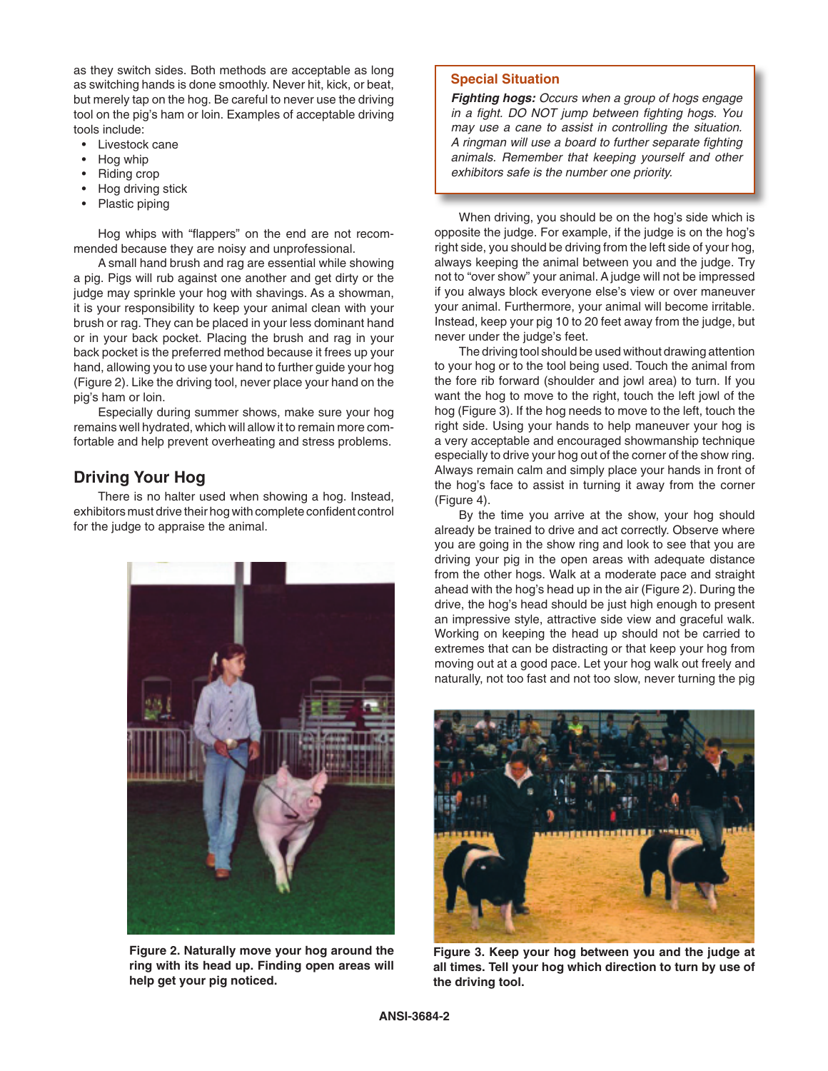as they switch sides. Both methods are acceptable as long as switching hands is done smoothly. Never hit, kick, or beat, but merely tap on the hog. Be careful to never use the driving tool on the pig's ham or loin. Examples of acceptable driving tools include:

- Livestock cane
- Hog whip
- Riding crop
- Hog driving stick
- Plastic piping

Hog whips with "flappers" on the end are not recommended because they are noisy and unprofessional.

A small hand brush and rag are essential while showing a pig. Pigs will rub against one another and get dirty or the judge may sprinkle your hog with shavings. As a showman, it is your responsibility to keep your animal clean with your brush or rag. They can be placed in your less dominant hand or in your back pocket. Placing the brush and rag in your back pocket is the preferred method because it frees up your hand, allowing you to use your hand to further guide your hog (Figure 2). Like the driving tool, never place your hand on the pig's ham or loin.

Especially during summer shows, make sure your hog remains well hydrated, which will allow it to remain more comfortable and help prevent overheating and stress problems.

## Driving Your Hog

There is no halter used when showing a hog. Instead, exhibitors must drive their hog with complete confident control for the judge to appraise the animal.

**Figure 2. Naturally move your hog around the ring with its head up. Finding open areas will help get your pig noticed.**

> **Special Situation**
>
> ***Fighting hogs:*** *Occurs when a group of hogs engage in a fight. DO NOT jump between fighting hogs. You may use a cane to assist in controlling the situation. A ringman will use a board to further separate fighting animals. Remember that keeping yourself and other exhibitors safe is the number one priority.*

When driving, you should be on the hog's side which is opposite the judge. For example, if the judge is on the hog's right side, you should be driving from the left side of your hog, always keeping the animal between you and the judge. Try not to "over show" your animal. A judge will not be impressed if you always block everyone else's view or over maneuver your animal. Furthermore, your animal will become irritable. Instead, keep your pig 10 to 20 feet away from the judge, but never under the judge's feet.

The driving tool should be used without drawing attention to your hog or to the tool being used. Touch the animal from the fore rib forward (shoulder and jowl area) to turn. If you want the hog to move to the right, touch the left jowl of the hog (Figure 3). If the hog needs to move to the left, touch the right side. Using your hands to help maneuver your hog is a very acceptable and encouraged showmanship technique especially to drive your hog out of the corner of the show ring. Always remain calm and simply place your hands in front of the hog's face to assist in turning it away from the corner (Figure 4).

By the time you arrive at the show, your hog should already be trained to drive and act correctly. Observe where you are going in the show ring and look to see that you are driving your pig in the open areas with adequate distance from the other hogs. Walk at a moderate pace and straight ahead with the hog's head up in the air (Figure 2). During the drive, the hog's head should be just high enough to present an impressive style, attractive side view and graceful walk. Working on keeping the head up should not be carried to extremes that can be distracting or that keep your hog from moving out at a good pace. Let your hog walk out freely and naturally, not too fast and not too slow, never turning the pig

**Figure 3. Keep your hog between you and the judge at all times. Tell your hog which direction to turn by use of the driving tool.**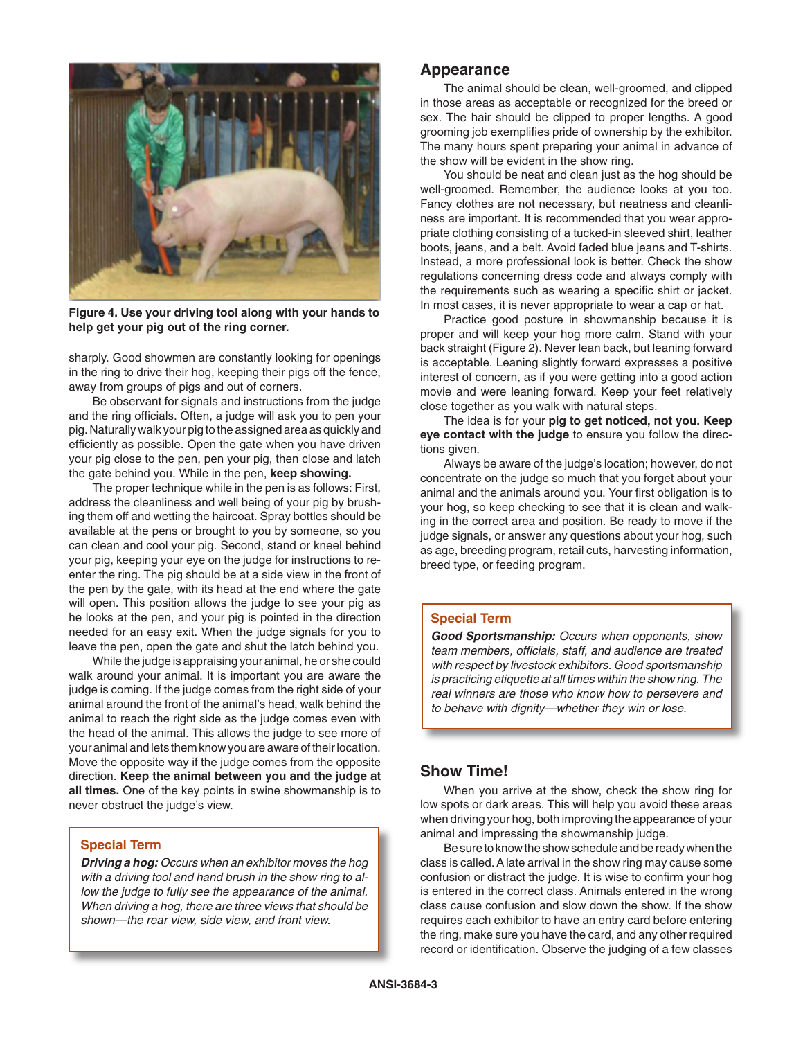**Figure 4. Use your driving tool along with your hands to help get your pig out of the ring corner.**

sharply. Good showmen are constantly looking for openings in the ring to drive their hog, keeping their pigs off the fence, away from groups of pigs and out of corners.

Be observant for signals and instructions from the judge and the ring officials. Often, a judge will ask you to pen your pig. Naturally walk your pig to the assigned area as quickly and efficiently as possible. Open the gate when you have driven your pig close to the pen, pen your pig, then close and latch the gate behind you. While in the pen, **keep showing.**

The proper technique while in the pen is as follows: First, address the cleanliness and well being of your pig by brushing them off and wetting the haircoat. Spray bottles should be available at the pens or brought to you by someone, so you can clean and cool your pig. Second, stand or kneel behind your pig, keeping your eye on the judge for instructions to re-enter the ring. The pig should be at a side view in the front of the pen by the gate, with its head at the end where the gate will open. This position allows the judge to see your pig as he looks at the pen, and your pig is pointed in the direction needed for an easy exit. When the judge signals for you to leave the pen, open the gate and shut the latch behind you.

While the judge is appraising your animal, he or she could walk around your animal. It is important you are aware the judge is coming. If the judge comes from the right side of your animal around the front of the animal's head, walk behind the animal to reach the right side as the judge comes even with the head of the animal. This allows the judge to see more of your animal and lets them know you are aware of their location. Move the opposite way if the judge comes from the opposite direction. **Keep the animal between you and the judge at all times.** One of the key points in swine showmanship is to never obstruct the judge's view.

> **Special Term**
>
> ***Driving a hog:*** *Occurs when an exhibitor moves the hog with a driving tool and hand brush in the show ring to allow the judge to fully see the appearance of the animal. When driving a hog, there are three views that should be shown—the rear view, side view, and front view.*

## Appearance

The animal should be clean, well-groomed, and clipped in those areas as acceptable or recognized for the breed or sex. The hair should be clipped to proper lengths. A good grooming job exemplifies pride of ownership by the exhibitor. The many hours spent preparing your animal in advance of the show will be evident in the show ring.

You should be neat and clean just as the hog should be well-groomed. Remember, the audience looks at you too. Fancy clothes are not necessary, but neatness and cleanliness are important. It is recommended that you wear appropriate clothing consisting of a tucked-in sleeved shirt, leather boots, jeans, and a belt. Avoid faded blue jeans and T-shirts. Instead, a more professional look is better. Check the show regulations concerning dress code and always comply with the requirements such as wearing a specific shirt or jacket. In most cases, it is never appropriate to wear a cap or hat.

Practice good posture in showmanship because it is proper and will keep your hog more calm. Stand with your back straight (Figure 2). Never lean back, but leaning forward is acceptable. Leaning slightly forward expresses a positive interest of concern, as if you were getting into a good action movie and were leaning forward. Keep your feet relatively close together as you walk with natural steps.

The idea is for your **pig to get noticed, not you. Keep eye contact with the judge** to ensure you follow the directions given.

Always be aware of the judge's location; however, do not concentrate on the judge so much that you forget about your animal and the animals around you. Your first obligation is to your hog, so keep checking to see that it is clean and walking in the correct area and position. Be ready to move if the judge signals, or answer any questions about your hog, such as age, breeding program, retail cuts, harvesting information, breed type, or feeding program.

> **Special Term**
>
> ***Good Sportsmanship:*** *Occurs when opponents, show team members, officials, staff, and audience are treated with respect by livestock exhibitors. Good sportsmanship is practicing etiquette at all times within the show ring. The real winners are those who know how to persevere and to behave with dignity—whether they win or lose.*

## Show Time!

When you arrive at the show, check the show ring for low spots or dark areas. This will help you avoid these areas when driving your hog, both improving the appearance of your animal and impressing the showmanship judge.

Be sure to know the show schedule and be ready when the class is called. A late arrival in the show ring may cause some confusion or distract the judge. It is wise to confirm your hog is entered in the correct class. Animals entered in the wrong class cause confusion and slow down the show. If the show requires each exhibitor to have an entry card before entering the ring, make sure you have the card, and any other required record or identification. Observe the judging of a few classes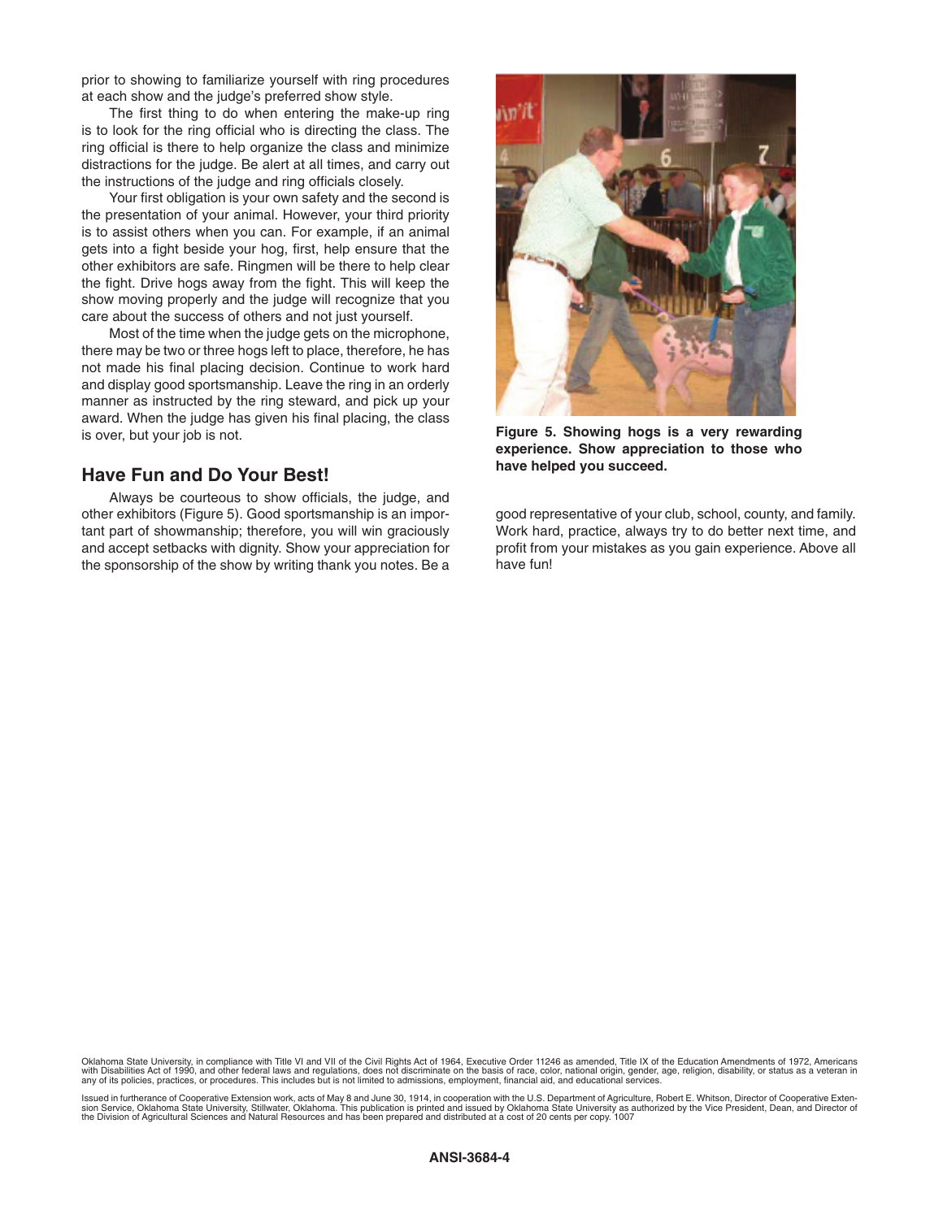prior to showing to familiarize yourself with ring procedures at each show and the judge's preferred show style.

The first thing to do when entering the make-up ring is to look for the ring official who is directing the class. The ring official is there to help organize the class and minimize distractions for the judge. Be alert at all times, and carry out the instructions of the judge and ring officials closely.

Your first obligation is your own safety and the second is the presentation of your animal. However, your third priority is to assist others when you can. For example, if an animal gets into a fight beside your hog, first, help ensure that the other exhibitors are safe. Ringmen will be there to help clear the fight. Drive hogs away from the fight. This will keep the show moving properly and the judge will recognize that you care about the success of others and not just yourself.

Most of the time when the judge gets on the microphone, there may be two or three hogs left to place, therefore, he has not made his final placing decision. Continue to work hard and display good sportsmanship. Leave the ring in an orderly manner as instructed by the ring steward, and pick up your award. When the judge has given his final placing, the class is over, but your job is not.

## Have Fun and Do Your Best!

Always be courteous to show officials, the judge, and other exhibitors (Figure 5). Good sportsmanship is an important part of showmanship; therefore, you will win graciously and accept setbacks with dignity. Show your appreciation for the sponsorship of the show by writing thank you notes. Be a good representative of your club, school, county, and family. Work hard, practice, always try to do better next time, and profit from your mistakes as you gain experience. Above all have fun!

**Figure 5. Showing hogs is a very rewarding experience. Show appreciation to those who have helped you succeed.**

Oklahoma State University, in compliance with Title VI and VII of the Civil Rights Act of 1964, Executive Order 11246 as amended, Title IX of the Education Amendments of 1972, Americans with Disabilities Act of 1990, and other federal laws and regulations, does not discriminate on the basis of race, color, national origin, gender, age, religion, disability, or status as a veteran in any of its policies, practices, or procedures. This includes but is not limited to admissions, employment, financial aid, and educational services.

Issued in furtherance of Cooperative Extension work, acts of May 8 and June 30, 1914, in cooperation with the U.S. Department of Agriculture, Robert E. Whitson, Director of Cooperative Extension Service, Oklahoma State University, Stillwater, Oklahoma. This publication is printed and issued by Oklahoma State University as authorized by the Vice President, Dean, and Director of the Division of Agricultural Sciences and Natural Resources and has been prepared and distributed at a cost of 20 cents per copy. 1007